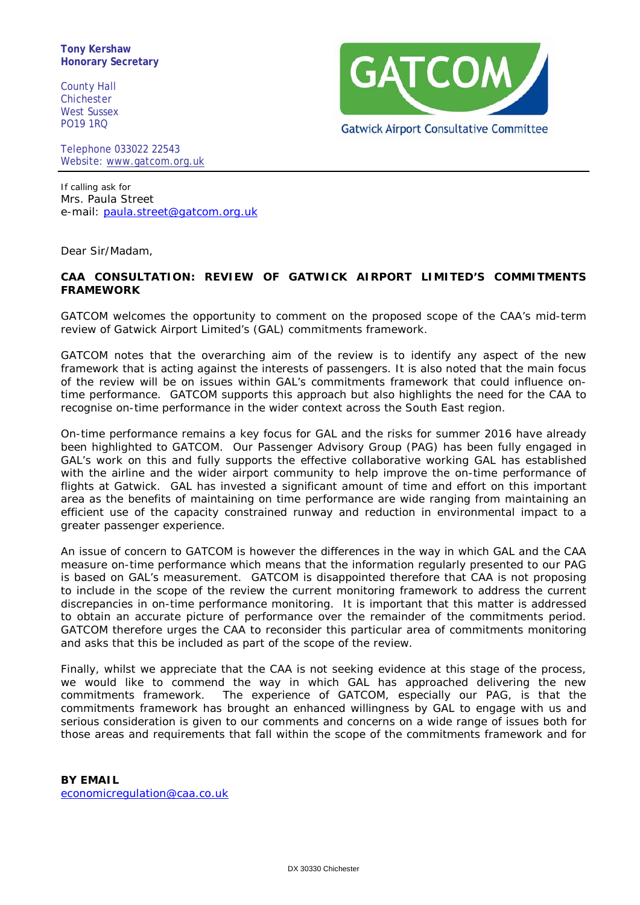**Tony Kershaw**
**Honorary Secretary**

County Hall
Chichester
West Sussex
PO19 1RQ

Telephone 033022 22543
Website: www.gatcom.org.uk

GATCOM
Gatwick Airport Consultative Committee

If calling ask for
Mrs. Paula Street
e-mail: paula.street@gatcom.org.uk

Dear Sir/Madam,

**CAA CONSULTATION: REVIEW OF GATWICK AIRPORT LIMITED'S COMMITMENTS FRAMEWORK**

GATCOM welcomes the opportunity to comment on the proposed scope of the CAA's mid-term review of Gatwick Airport Limited's (GAL) commitments framework.

GATCOM notes that the overarching aim of the review is to identify any aspect of the new framework that is acting against the interests of passengers. It is also noted that the main focus of the review will be on issues within GAL's commitments framework that could influence on-time performance. GATCOM supports this approach but also highlights the need for the CAA to recognise on-time performance in the wider context across the South East region.

On-time performance remains a key focus for GAL and the risks for summer 2016 have already been highlighted to GATCOM. Our Passenger Advisory Group (PAG) has been fully engaged in GAL's work on this and fully supports the effective collaborative working GAL has established with the airline and the wider airport community to help improve the on-time performance of flights at Gatwick. GAL has invested a significant amount of time and effort on this important area as the benefits of maintaining on time performance are wide ranging from maintaining an efficient use of the capacity constrained runway and reduction in environmental impact to a greater passenger experience.

An issue of concern to GATCOM is however the differences in the way in which GAL and the CAA measure on-time performance which means that the information regularly presented to our PAG is based on GAL's measurement. GATCOM is disappointed therefore that CAA is not proposing to include in the scope of the review the current monitoring framework to address the current discrepancies in on-time performance monitoring. It is important that this matter is addressed to obtain an accurate picture of performance over the remainder of the commitments period. GATCOM therefore urges the CAA to reconsider this particular area of commitments monitoring and asks that this be included as part of the scope of the review.

Finally, whilst we appreciate that the CAA is not seeking evidence at this stage of the process, we would like to commend the way in which GAL has approached delivering the new commitments framework. The experience of GATCOM, especially our PAG, is that the commitments framework has brought an enhanced willingness by GAL to engage with us and serious consideration is given to our comments and concerns on a wide range of issues both for those areas and requirements that fall within the scope of the commitments framework and for

**BY EMAIL**
economicregulation@caa.co.uk

DX 30330 Chichester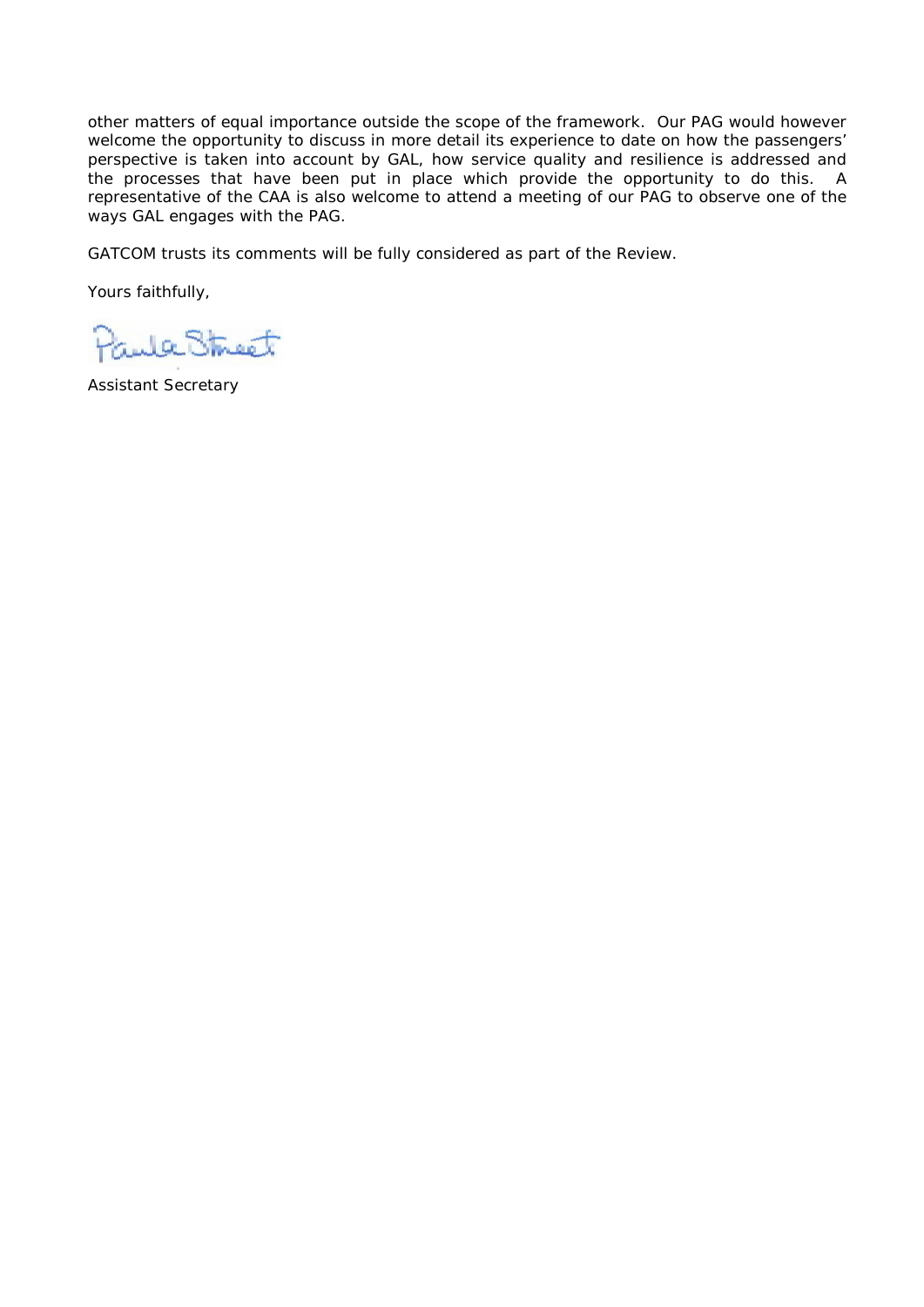other matters of equal importance outside the scope of the framework. Our PAG would however welcome the opportunity to discuss in more detail its experience to date on how the passengers' perspective is taken into account by GAL, how service quality and resilience is addressed and the processes that have been put in place which provide the opportunity to do this. A representative of the CAA is also welcome to attend a meeting of our PAG to observe one of the ways GAL engages with the PAG.

GATCOM trusts its comments will be fully considered as part of the Review.

Yours faithfully,

Paula Street

Assistant Secretary